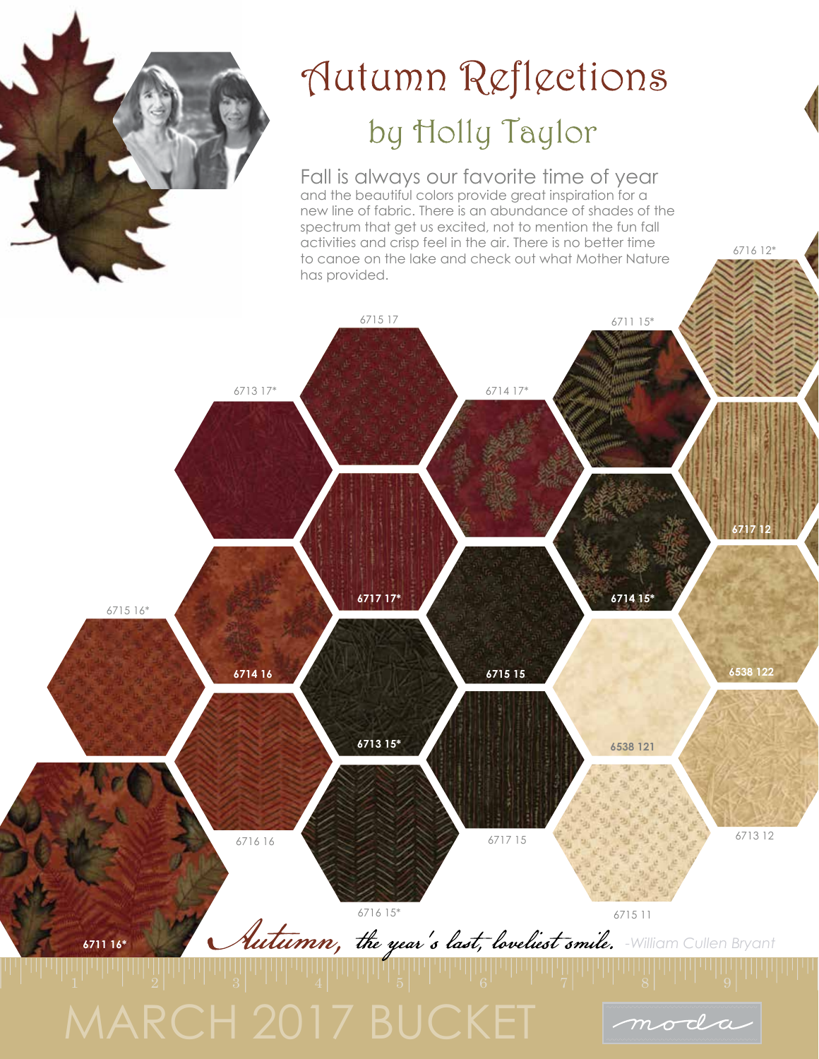# Autumn Reflections

## by Holly Taylor

Fall is always our favorite time of year and the beautiful colors provide great inspiration for a new line of fabric. There is an abundance of shades of the spectrum that get us excited, not to mention the fun fall activities and crisp feel in the air. There is no better time to canoe on the lake and check out what Mother Nature has provided.

6716 12*

6715 17

6711 15*

6713 17*

6714 17*

6717 12

6717 17*

6714 15*

6715 16*

6714 16

6715 15

6538 122

6713 15*

6538 121

6716 16

6717 15

6713 12

6716 15*

6715 11

6711 16*

*Autumn, the year's last, loveliest smile.* -William Cullen Bryant

MARCH 2017 BUCKET

moda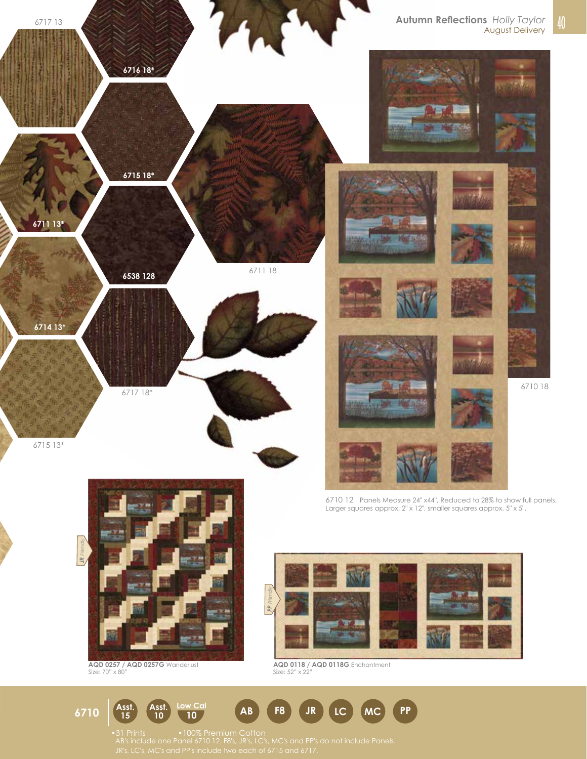## Autumn Reflections *Holly Taylor*

August Delivery

6717 13

6716 18*

6715 18*

6711 13*

6538 128

6711 18

6714 13*

6717 18*

6715 13*

6710 18

6710 12 Panels Measure 24" x44", Reduced to 28% to show full panels. Larger squares approx. 2" x 12", smaller squares approx. 5" x 5".

*JR Friendly*

**AQD 0257 / AQD 0257G** Wanderlust
Size: 70" x 80"

*PP Friendly*

**AQD 0118 / AQD 0118G** Enchantment
Size: 52" x 22"

**6710** | **Asst. 15** | **Asst. 10** | **Low Cal 10** | **AB** | **F8** | **JR** | **LC** | **MC** | **PP**

•31 Prints •100% Premium Cotton

AB's include one Panel 6710 12. F8's, JR's, LC's, MC's and PP's do not include Panels.

JR's, LC's, MC's and PP's include two each of 6715 and 6717.